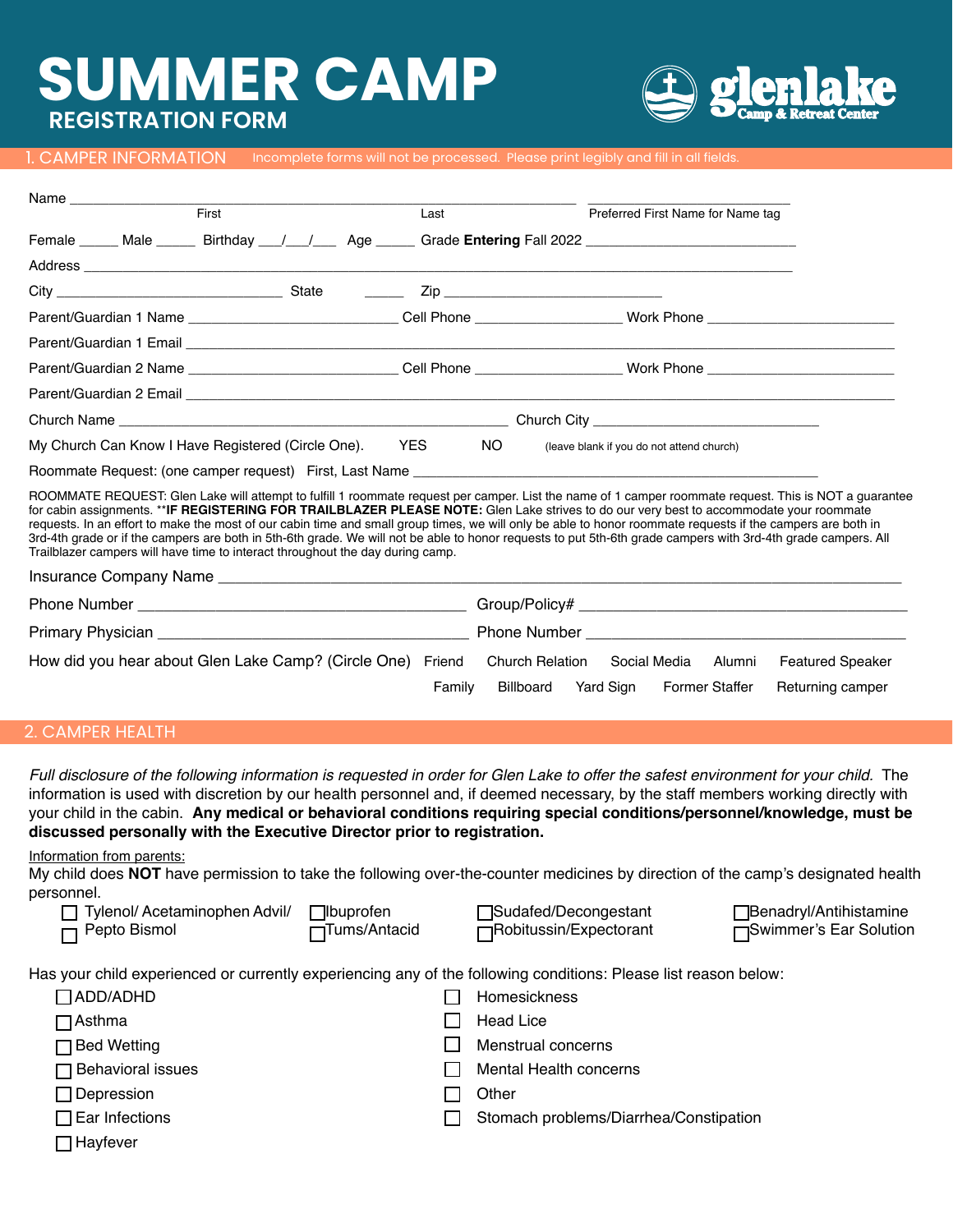# SUMMER CAMP

## REGISTRATION FORM

glenlake Camp & Retreat Center

## 1. CAMPER INFORMATION

Incomplete forms will not be processed. Please print legibly and fill in all fields.

Name ____________________________________________ ______________________

First Last Preferred First Name for Name tag

Female _____ Male _____ Birthday ___/___/___ Age _____ Grade **Entering** Fall 2022 ___________________________

Address _______________________________________________________________________________________

City _____________________________ State _____ Zip ____________________________

Parent/Guardian 1 Name ___________________________ Cell Phone ___________________ Work Phone ________________________

Parent/Guardian 1 Email ______________________________________________________________________________

Parent/Guardian 2 Name ___________________________ Cell Phone ___________________ Work Phone ________________________

Parent/Guardian 2 Email ______________________________________________________________________________

Church Name ___________________________________________________ Church City _____________________________

My Church Can Know I Have Registered (Circle One). YES NO (leave blank if you do not attend church)

Roommate Request: (one camper request) First, Last Name ________________________________________________________

ROOMMATE REQUEST: Glen Lake will attempt to fulfill 1 roommate request per camper. List the name of 1 camper roommate request. This is NOT a guarantee for cabin assignments. ****IF REGISTERING FOR TRAILBLAZER PLEASE NOTE:** Glen Lake strives to do our very best to accommodate your roommate requests. In an effort to make the most of our cabin time and small group times, we will only be able to honor roommate requests if the campers are both in 3rd-4th grade or if the campers are both in 5th-6th grade. We will not be able to honor requests to put 5th-6th grade campers with 3rd-4th grade campers. All Trailblazer campers will have time to interact throughout the day during camp.

Insurance Company Name _______________________________________________________________________________

Phone Number ________________________________________ Group/Policy# ________________________________________

Primary Physician ______________________________________ Phone Number _______________________________________

How did you hear about Glen Lake Camp? (Circle One) Friend Church Relation Social Media Alumni Featured Speaker Family Billboard Yard Sign Former Staffer Returning camper

## 2. CAMPER HEALTH

*Full disclosure of the following information is requested in order for Glen Lake to offer the safest environment for your child.* The information is used with discretion by our health personnel and, if deemed necessary, by the staff members working directly with your child in the cabin. **Any medical or behavioral conditions requiring special conditions/personnel/knowledge, must be discussed personally with the Executive Director prior to registration.**

Information from parents:

My child does **NOT** have permission to take the following over-the-counter medicines by direction of the camp's designated health personnel.

- ☐ Tylenol/ Acetaminophen Advil/
- ☐ Pepto Bismol
- ☐ Ibuprofen
- ☐ Tums/Antacid
- ☐ Sudafed/Decongestant
- ☐ Robitussin/Expectorant
- ☐ Benadryl/Antihistamine
- ☐ Swimmer's Ear Solution

Has your child experienced or currently experiencing any of the following conditions: Please list reason below:

- ☐ ADD/ADHD
- ☐ Asthma
- ☐ Bed Wetting
- ☐ Behavioral issues
- ☐ Depression
- ☐ Ear Infections
- ☐ Hayfever
- ☐ Homesickness
- ☐ Head Lice
- ☐ Menstrual concerns
- ☐ Mental Health concerns
- ☐ Other
- ☐ Stomach problems/Diarrhea/Constipation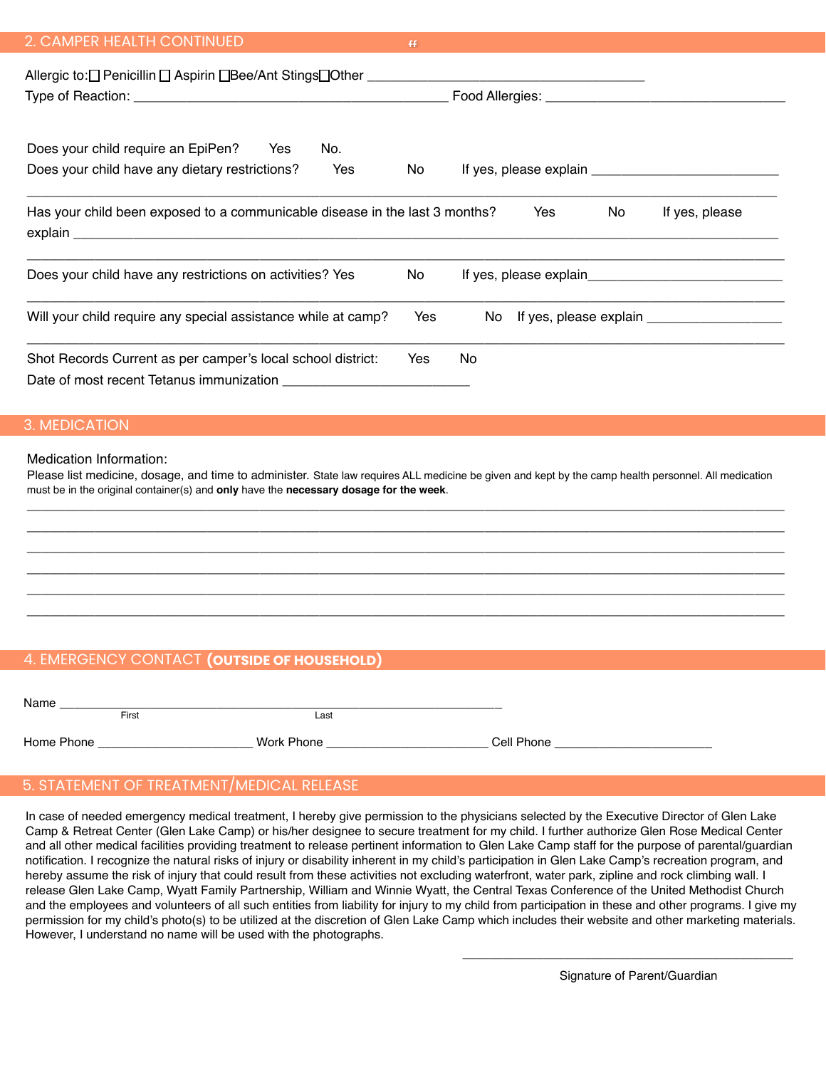## 2. CAMPER HEALTH CONTINUED

Allergic to: ☐ Penicillin ☐ Aspirin ☐ Bee/Ant Stings ☐ Other ______________________________________

Type of Reaction: ____________________________________________ Food Allergies: __________________________________

Does your child require an EpiPen? Yes No.

Does your child have any dietary restrictions? Yes No If yes, please explain __________________________

_____________________________________________________________________________________________

Has your child been exposed to a communicable disease in the last 3 months? Yes No If yes, please explain ____________________________________________________________________________________

_____________________________________________________________________________________________

Does your child have any restrictions on activities? Yes No If yes, please explain____________________________

_____________________________________________________________________________________________

Will your child require any special assistance while at camp? Yes No If yes, please explain ___________________

_____________________________________________________________________________________________

Shot Records Current as per camper's local school district: Yes No

Date of most recent Tetanus immunization _________________________

## 3. MEDICATION

Medication Information:

Please list medicine, dosage, and time to administer. State law requires ALL medicine be given and kept by the camp health personnel. All medication must be in the original container(s) and **only** have the **necessary dosage for the week**.

_____________________________________________________________________________________________

_____________________________________________________________________________________________

_____________________________________________________________________________________________

_____________________________________________________________________________________________

_____________________________________________________________________________________________

_____________________________________________________________________________________________

## 4. EMERGENCY CONTACT **(OUTSIDE OF HOUSEHOLD)**

Name _____________________________________________________________
First Last

Home Phone ______________________ Work Phone _______________________ Cell Phone ______________________

## 5. STATEMENT OF TREATMENT/MEDICAL RELEASE

In case of needed emergency medical treatment, I hereby give permission to the physicians selected by the Executive Director of Glen Lake Camp & Retreat Center (Glen Lake Camp) or his/her designee to secure treatment for my child. I further authorize Glen Rose Medical Center and all other medical facilities providing treatment to release pertinent information to Glen Lake Camp staff for the purpose of parental/guardian notification. I recognize the natural risks of injury or disability inherent in my child's participation in Glen Lake Camp's recreation program, and hereby assume the risk of injury that could result from these activities not excluding waterfront, water park, zipline and rock climbing wall. I release Glen Lake Camp, Wyatt Family Partnership, William and Winnie Wyatt, the Central Texas Conference of the United Methodist Church and the employees and volunteers of all such entities from liability for injury to my child from participation in these and other programs. I give my permission for my child's photo(s) to be utilized at the discretion of Glen Lake Camp which includes their website and other marketing materials. However, I understand no name will be used with the photographs.

_______________________________________________

Signature of Parent/Guardian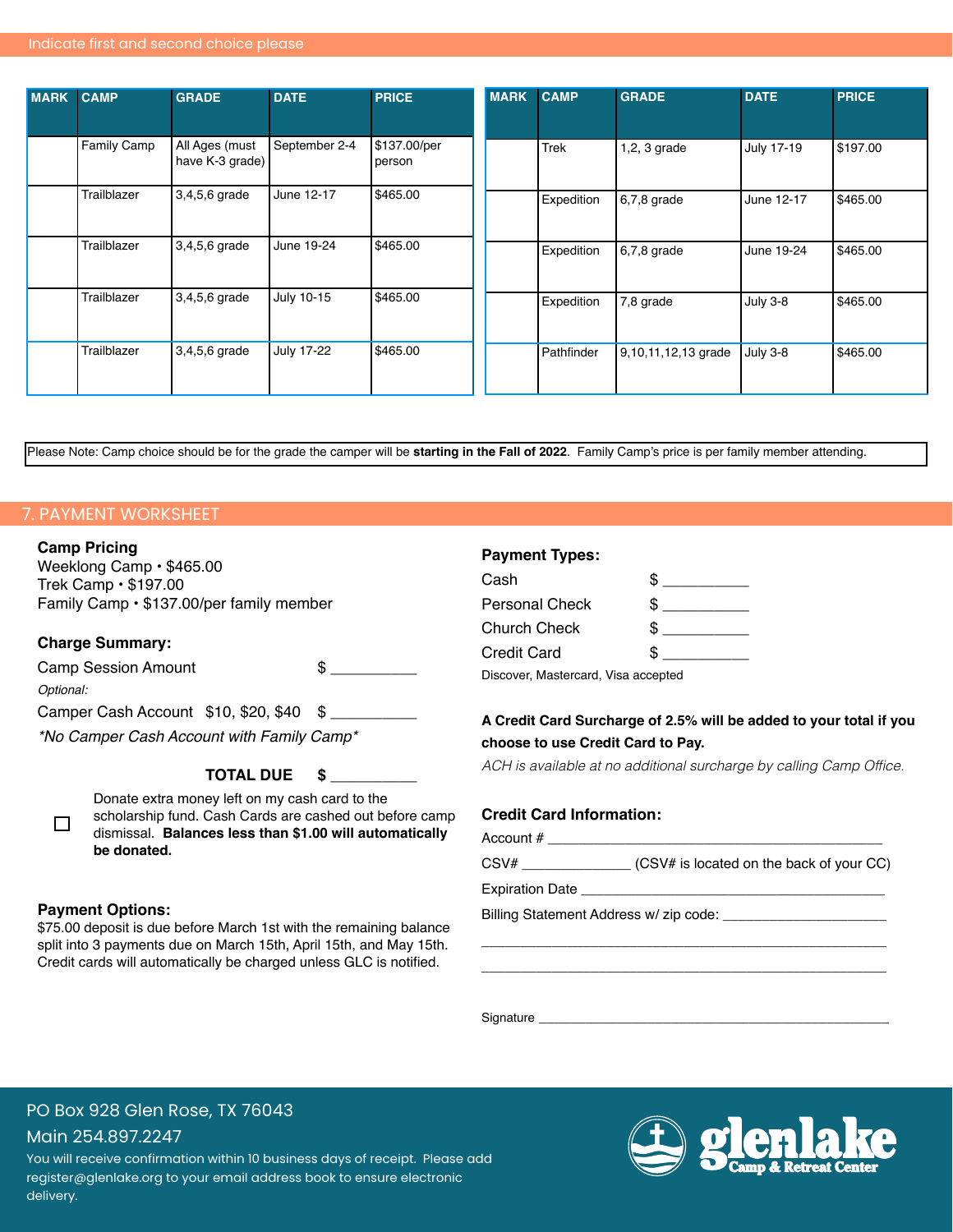## Indicate first and second choice please

| MARK | CAMP | GRADE | DATE | PRICE |
|---|---|---|---|---|
| | Family Camp | All Ages (must have K-3 grade) | September 2-4 | $137.00/per person |
| | Trailblazer | 3,4,5,6 grade | June 12-17 | $465.00 |
| | Trailblazer | 3,4,5,6 grade | June 19-24 | $465.00 |
| | Trailblazer | 3,4,5,6 grade | July 10-15 | $465.00 |
| | Trailblazer | 3,4,5,6 grade | July 17-22 | $465.00 |

| MARK | CAMP | GRADE | DATE | PRICE |
|---|---|---|---|---|
| | Trek | 1,2, 3 grade | July 17-19 | $197.00 |
| | Expedition | 6,7,8 grade | June 12-17 | $465.00 |
| | Expedition | 6,7,8 grade | June 19-24 | $465.00 |
| | Expedition | 7,8 grade | July 3-8 | $465.00 |
| | Pathfinder | 9,10,11,12,13 grade | July 3-8 | $465.00 |

Please Note: Camp choice should be for the grade the camper will be **starting in the Fall of 2022**. Family Camp's price is per family member attending.

## 7. PAYMENT WORKSHEET

**Camp Pricing**
Weeklong Camp • $465.00
Trek Camp • $197.00
Family Camp • $137.00/per family member

**Charge Summary:**

Camp Session Amount $ __________

*Optional:*

Camper Cash Account $10, $20, $40 $ __________

*\*No Camper Cash Account with Family Camp\**

**TOTAL DUE $ __________**

☐ Donate extra money left on my cash card to the scholarship fund. Cash Cards are cashed out before camp dismissal. **Balances less than $1.00 will automatically be donated.**

**Payment Options:**
$75.00 deposit is due before March 1st with the remaining balance split into 3 payments due on March 15th, April 15th, and May 15th. Credit cards will automatically be charged unless GLC is notified.

**Payment Types:**

Cash $ __________
Personal Check $ __________
Church Check $ __________
Credit Card $ __________

Discover, Mastercard, Visa accepted

**A Credit Card Surcharge of 2.5% will be added to your total if you choose to use Credit Card to Pay.**

*ACH is available at no additional surcharge by calling Camp Office.*

**Credit Card Information:**

Account # ____________________________________________

CSV# ______________ (CSV# is located on the back of your CC)

Expiration Date ________________________________________

Billing Statement Address w/ zip code: ______________________

____________________________________________________

____________________________________________________

Signature ______________________________________________

PO Box 928 Glen Rose, TX 76043
Main 254.897.2247
You will receive confirmation within 10 business days of receipt. Please add register@glenlake.org to your email address book to ensure electronic delivery.

glenlake Camp & Retreat Center